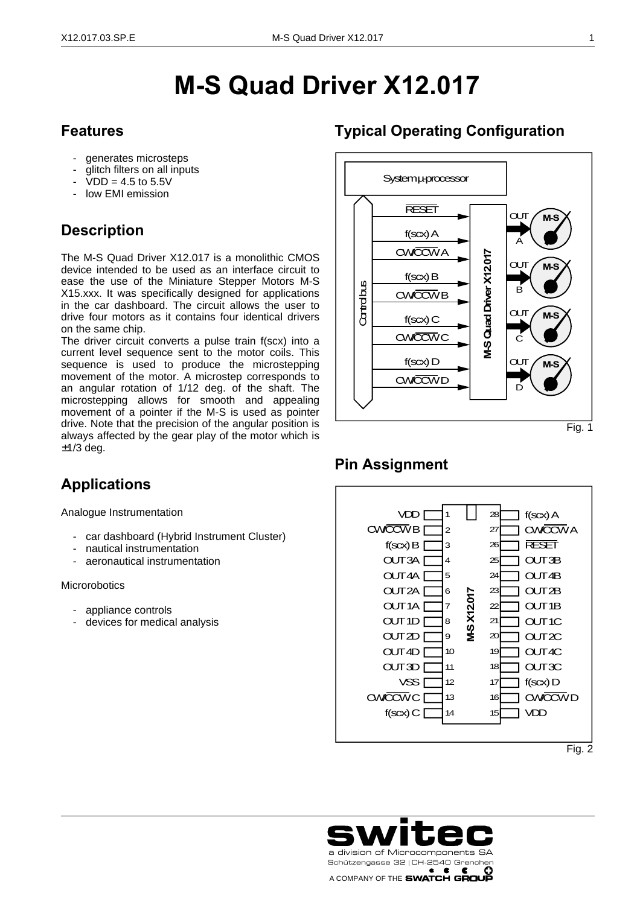# M-S Quad Driver X12.017

## Features

- generates microsteps
- glitch filters on all inputs
- VDD = 4.5 to 5.5V
- low EMI emission

## Description

The M-S Quad Driver X12.017 is a monolithic CMOS device intended to be used as an interface circuit to ease the use of the Miniature Stepper Motors M-S X15.xxx. It was specifically designed for applications in the car dashboard. The circuit allows the user to drive four motors as it contains four identical drivers on the same chip.

The driver circuit converts a pulse train f(scx) into a current level sequence sent to the motor coils. This sequence is used to produce the microstepping movement of the motor. A microstep corresponds to an angular rotation of 1/12 deg. of the shaft. The microstepping allows for smooth and appealing movement of a pointer if the M-S is used as pointer drive. Note that the precision of the angular position is always affected by the gear play of the motor which is ±1/3 deg.

## Applications

Analogue Instrumentation

- car dashboard (Hybrid Instrument Cluster)
- nautical instrumentation
- aeronautical instrumentation

Microrobotics

- appliance controls
- devices for medical analysis

## Typical Operating Configuration

Fig. 1

## Pin Assignment

| Pin | Name | Pin | Name |
|---|---|---|---|
| 1 | VDD | 28 | f(scx) A |
| 2 | CW/CCW B | 27 | CW/CCW A |
| 3 | f(scx) B | 26 | RESET |
| 4 | OUT 3A | 25 | OUT 3B |
| 5 | OUT 4A | 24 | OUT 4B |
| 6 | OUT 2A | 23 | OUT 2B |
| 7 | OUT 1A | 22 | OUT 1B |
| 8 | OUT 1D | 21 | OUT 1C |
| 9 | OUT 2D | 20 | OUT 2C |
| 10 | OUT 4D | 19 | OUT 4C |
| 11 | OUT 3D | 18 | OUT 3C |
| 12 | VSS | 17 | f(scx) D |
| 13 | CW/CCW C | 16 | CW/CCW D |
| 14 | f(scx) C | 15 | VDD |

Fig. 2

switec
a division of Microcomponents SA
Schützengasse 32 | CH-2540 Grenchen
A COMPANY OF THE SWATCH GROUP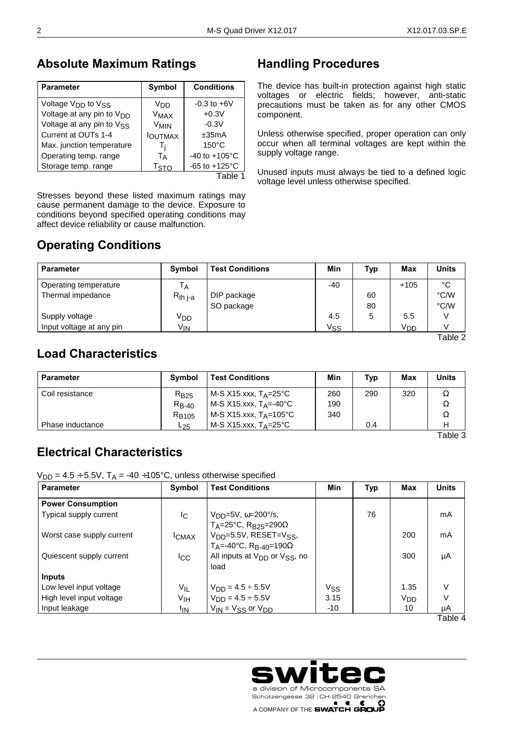## Absolute Maximum Ratings

| Parameter | Symbol | Conditions |
|---|---|---|
| Voltage $V_{DD}$ to $V_{SS}$ | $V_{DD}$ | -0.3 to +6V |
| Voltage at any pin to $V_{DD}$ | $V_{MAX}$ | +0.3V |
| Voltage at any pin to $V_{SS}$ | $V_{MIN}$ | -0.3V |
| Current at OUTs 1-4 | $I_{OUTMAX}$ | ±35mA |
| Max. junction temperature | $T_j$ | 150°C |
| Operating temp. range | $T_A$ | -40 to +105°C |
| Storage temp. range | $T_{STO}$ | -65 to +125°C |

Table 1

Stresses beyond these listed maximum ratings may cause permanent damage to the device. Exposure to conditions beyond specified operating conditions may affect device reliability or cause malfunction.

## Handling Procedures

The device has built-in protection against high static voltages or electric fields; however, anti-static precautions must be taken as for any other CMOS component.

Unless otherwise specified, proper operation can only occur when all terminal voltages are kept within the supply voltage range.

Unused inputs must always be tied to a defined logic voltage level unless otherwise specified.

## Operating Conditions

| Parameter | Symbol | Test Conditions | Min | Typ | Max | Units |
|---|---|---|---|---|---|---|
| Operating temperature | $T_A$ | | -40 | | +105 | °C |
| Thermal impedance | $R_{th\ j\text{-}a}$ | DIP package | | 60 | | °C/W |
| | | SO package | | 80 | | °C/W |
| Supply voltage | $V_{DD}$ | | 4.5 | 5 | 5.5 | V |
| Input voltage at any pin | $V_{IN}$ | | $V_{SS}$ | | $V_{DD}$ | V |

Table 2

## Load Characteristics

| Parameter | Symbol | Test Conditions | Min | Typ | Max | Units |
|---|---|---|---|---|---|---|
| Coil resistance | $R_{B25}$ | M-S X15.xxx, $T_A$=25°C | 260 | 290 | 320 | Ω |
| | $R_{B-40}$ | M-S X15.xxx, $T_A$=-40°C | 190 | | | Ω |
| | $R_{B105}$ | M-S X15.xxx, $T_A$=105°C | 340 | | | Ω |
| Phase inductance | $L_{25}$ | M-S X15.xxx, $T_A$=25°C | | 0.4 | | H |

Table 3

## Electrical Characteristics

$V_{DD}$ = 4.5 ÷5.5V, $T_A$ = -40 ÷105°C, unless otherwise specified

| Parameter | Symbol | Test Conditions | Min | Typ | Max | Units |
|---|---|---|---|---|---|---|
| **Power Consumption** | | | | | | |
| Typical supply current | $I_C$ | $V_{DD}$=5V, ω=200°/s, $T_A$=25°C, $R_{B25}$=290Ω | | 76 | | mA |
| Worst case supply current | $I_{CMAX}$ | $V_{DD}$=5.5V, RESET=$V_{SS}$, $T_A$=-40°C, $R_{B-40}$=190Ω | | | 200 | mA |
| Quiescent supply current | $I_{CC}$ | All inputs at $V_{DD}$ or $V_{SS}$, no load | | | 300 | µA |
| **Inputs** | | | | | | |
| Low level input voltage | $V_{IL}$ | $V_{DD}$ = 4.5 ÷ 5.5V | $V_{SS}$ | | 1.35 | V |
| High level input voltage | $V_{IH}$ | $V_{DD}$ = 4.5 ÷ 5.5V | 3.15 | | $V_{DD}$ | V |
| Input leakage | $I_{IN}$ | $V_{IN}$ = $V_{SS}$ or $V_{DD}$ | -10 | | 10 | µA |

Table 4

switec
a division of Microcomponents SA
Schützengasse 32 | CH-2540 Grenchen
A COMPANY OF THE SWATCH GROUP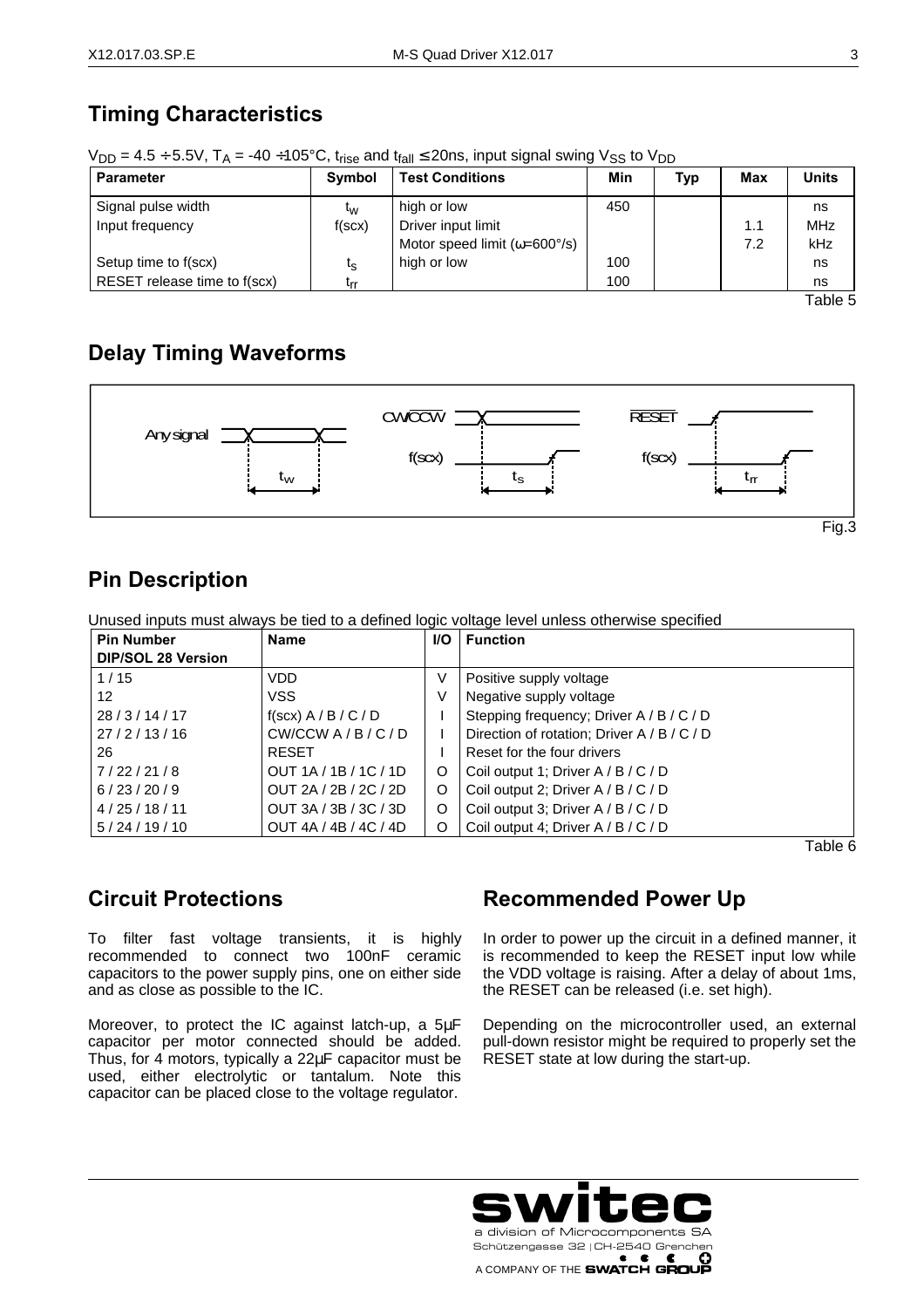## Timing Characteristics

$V_{DD}$ = 4.5 ÷ 5.5V, $T_A$ = -40 ÷105°C, $t_{rise}$ and $t_{fall}$ ≤ 20ns, input signal swing $V_{SS}$ to $V_{DD}$

| Parameter | Symbol | Test Conditions | Min | Typ | Max | Units |
|---|---|---|---|---|---|---|
| Signal pulse width | $t_w$ | high or low | 450 | | | ns |
| Input frequency | f(scx) | Driver input limit | | | 1.1 | MHz |
| | | Motor speed limit (ω=600°/s) | | | 7.2 | kHz |
| Setup time to f(scx) | $t_s$ | high or low | 100 | | | ns |
| RESET release time to f(scx) | $t_{rr}$ | | 100 | | | ns |

Table 5

## Delay Timing Waveforms

Fig.3

## Pin Description

Unused inputs must always be tied to a defined logic voltage level unless otherwise specified

| Pin Number DIP/SOL 28 Version | Name | I/O | Function |
|---|---|---|---|
| 1 / 15 | VDD | V | Positive supply voltage |
| 12 | VSS | V | Negative supply voltage |
| 28 / 3 / 14 / 17 | f(scx) A / B / C / D | I | Stepping frequency; Driver A / B / C / D |
| 27 / 2 / 13 / 16 | CW/CCW A / B / C / D | I | Direction of rotation; Driver A / B / C / D |
| 26 | RESET | I | Reset for the four drivers |
| 7 / 22 / 21 / 8 | OUT 1A / 1B / 1C / 1D | O | Coil output 1; Driver A / B / C / D |
| 6 / 23 / 20 / 9 | OUT 2A / 2B / 2C / 2D | O | Coil output 2; Driver A / B / C / D |
| 4 / 25 / 18 / 11 | OUT 3A / 3B / 3C / 3D | O | Coil output 3; Driver A / B / C / D |
| 5 / 24 / 19 / 10 | OUT 4A / 4B / 4C / 4D | O | Coil output 4; Driver A / B / C / D |

Table 6

## Circuit Protections

To filter fast voltage transients, it is highly recommended to connect two 100nF ceramic capacitors to the power supply pins, one on either side and as close as possible to the IC.

Moreover, to protect the IC against latch-up, a 5µF capacitor per motor connected should be added. Thus, for 4 motors, typically a 22µF capacitor must be used, either electrolytic or tantalum. Note this capacitor can be placed close to the voltage regulator.

## Recommended Power Up

In order to power up the circuit in a defined manner, it is recommended to keep the RESET input low while the VDD voltage is raising. After a delay of about 1ms, the RESET can be released (i.e. set high).

Depending on the microcontroller used, an external pull-down resistor might be required to properly set the RESET state at low during the start-up.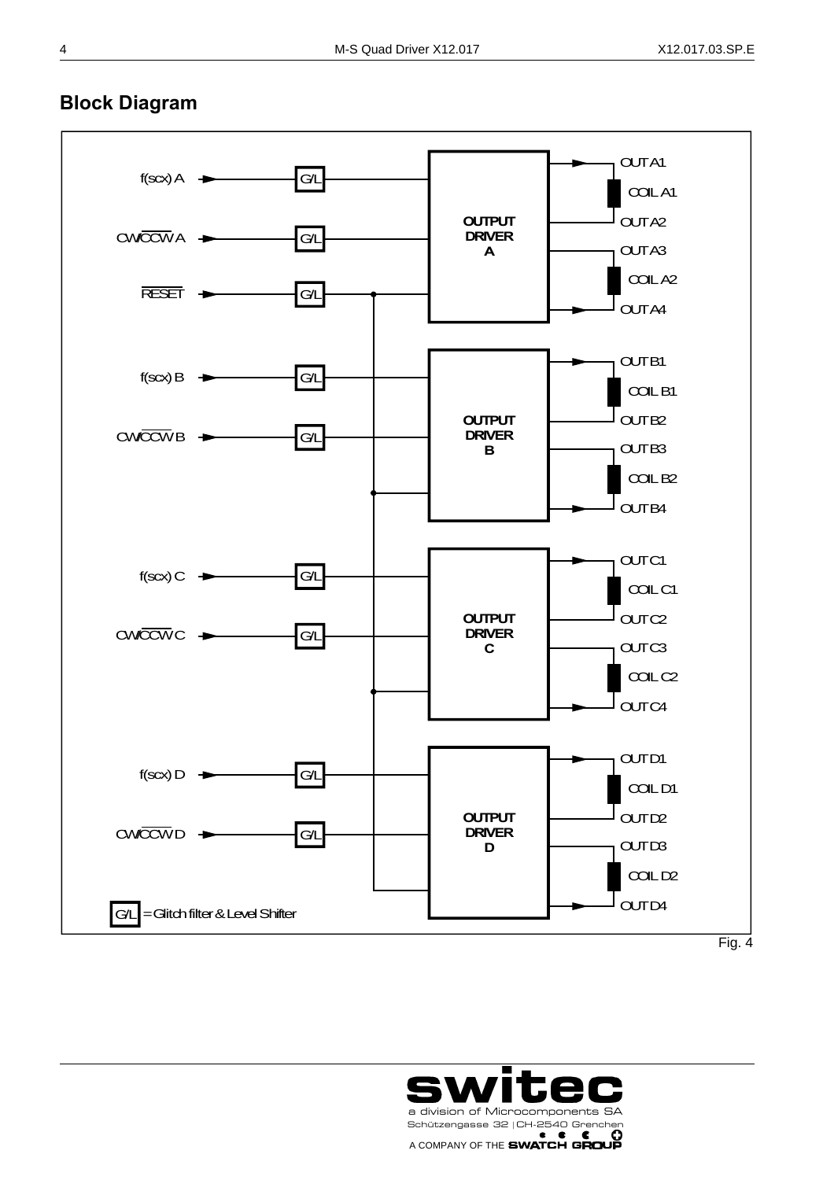## Block Diagram

f(scx) A
CW/$\overline{CCW}$ A
$\overline{RESET}$

f(scx) B
CW/$\overline{CCW}$ B

f(scx) C
CW/$\overline{CCW}$ C

f(scx) D
CW/$\overline{CCW}$ D

G/L

OUTPUT DRIVER A
OUTPUT DRIVER B
OUTPUT DRIVER C
OUTPUT DRIVER D

OUT A1, COIL A1, OUT A2, OUT A3, COIL A2, OUT A4
OUT B1, COIL B1, OUT B2, OUT B3, COIL B2, OUT B4
OUT C1, COIL C1, OUT C2, OUT C3, COIL C2, OUT C4
OUT D1, COIL D1, OUT D2, OUT D3, COIL D2, OUT D4

G/L = Glitch filter & Level Shifter

Fig. 4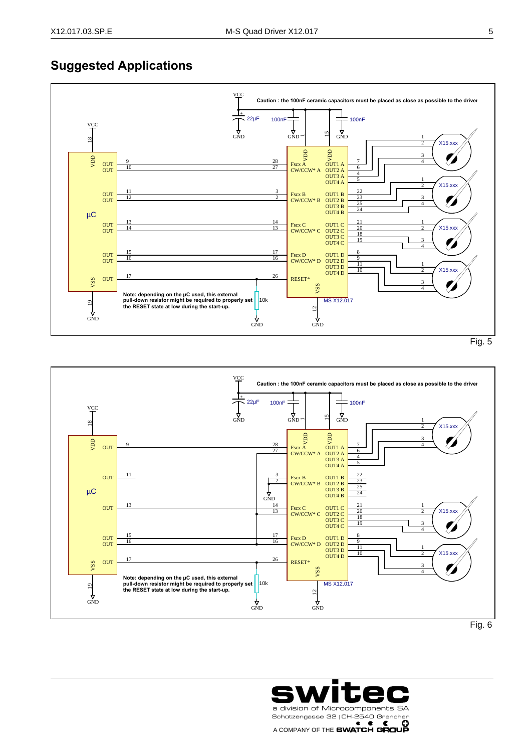## Suggested Applications

Caution : the 100nF ceramic capacitors must be placed as close as possible to the driver

Note: depending on the µC used, this external pull-down resistor might be required to properly set the RESET state at low during the start-up.

Fig. 5

Caution : the 100nF ceramic capacitors must be placed as close as possible to the driver

Note: depending on the µC used, this external pull-down resistor might be required to properly set the RESET state at low during the start-up.

Fig. 6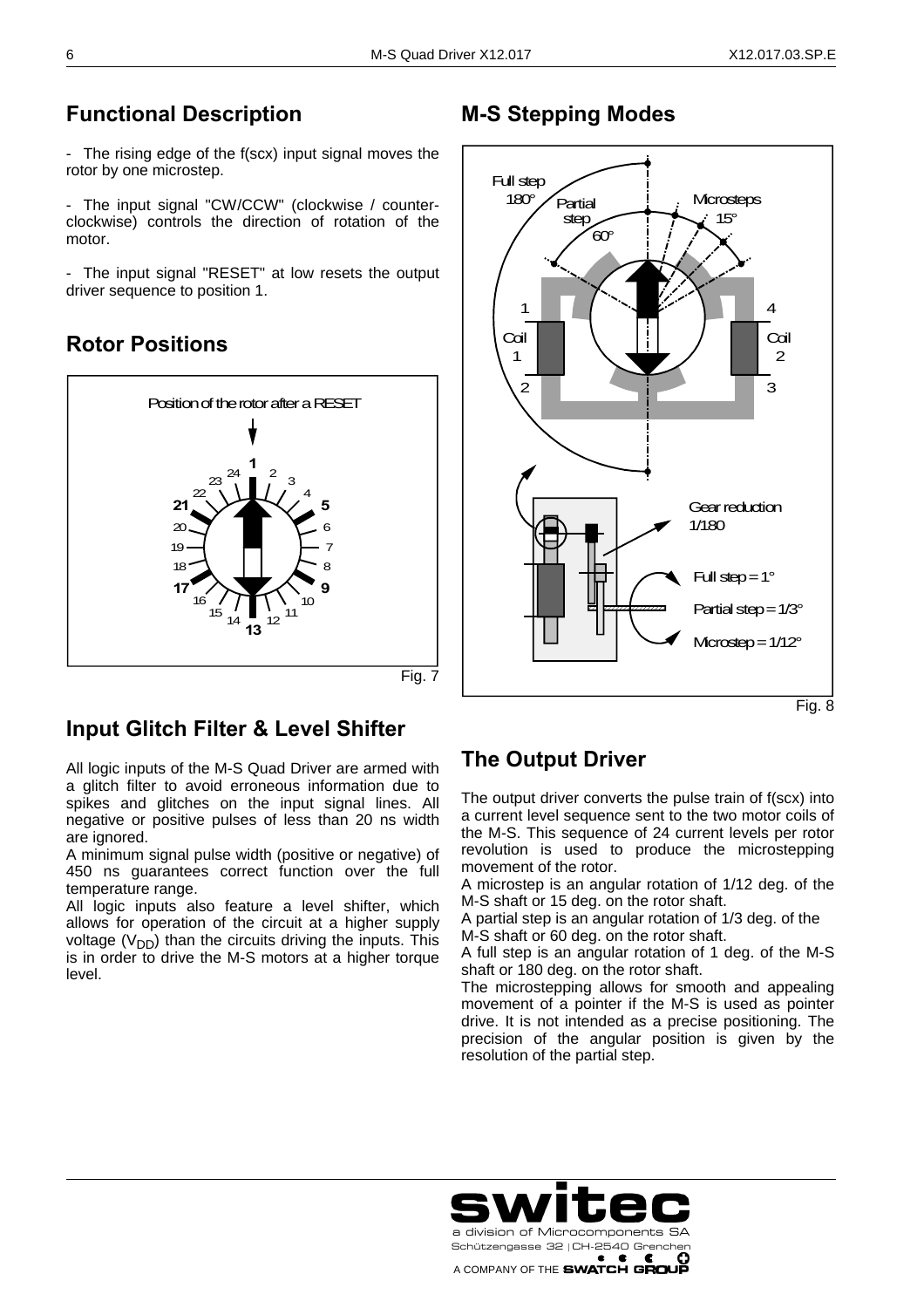## Functional Description

- The rising edge of the f(scx) input signal moves the rotor by one microstep.

- The input signal "CW/CCW" (clockwise / counter-clockwise) controls the direction of rotation of the motor.

- The input signal "RESET" at low resets the output driver sequence to position 1.

## Rotor Positions

Fig. 7

## Input Glitch Filter & Level Shifter

All logic inputs of the M-S Quad Driver are armed with a glitch filter to avoid erroneous information due to spikes and glitches on the input signal lines. All negative or positive pulses of less than 20 ns width are ignored.

A minimum signal pulse width (positive or negative) of 450 ns guarantees correct function over the full temperature range.

All logic inputs also feature a level shifter, which allows for operation of the circuit at a higher supply voltage ($V_{DD}$) than the circuits driving the inputs. This is in order to drive the M-S motors at a higher torque level.

## M-S Stepping Modes

Fig. 8

## The Output Driver

The output driver converts the pulse train of f(scx) into a current level sequence sent to the two motor coils of the M-S. This sequence of 24 current levels per rotor revolution is used to produce the microstepping movement of the rotor.

A microstep is an angular rotation of 1/12 deg. of the M-S shaft or 15 deg. on the rotor shaft.

A partial step is an angular rotation of 1/3 deg. of the M-S shaft or 60 deg. on the rotor shaft.

A full step is an angular rotation of 1 deg. of the M-S shaft or 180 deg. on the rotor shaft.

The microstepping allows for smooth and appealing movement of a pointer if the M-S is used as pointer drive. It is not intended as a precise positioning. The precision of the angular position is given by the resolution of the partial step.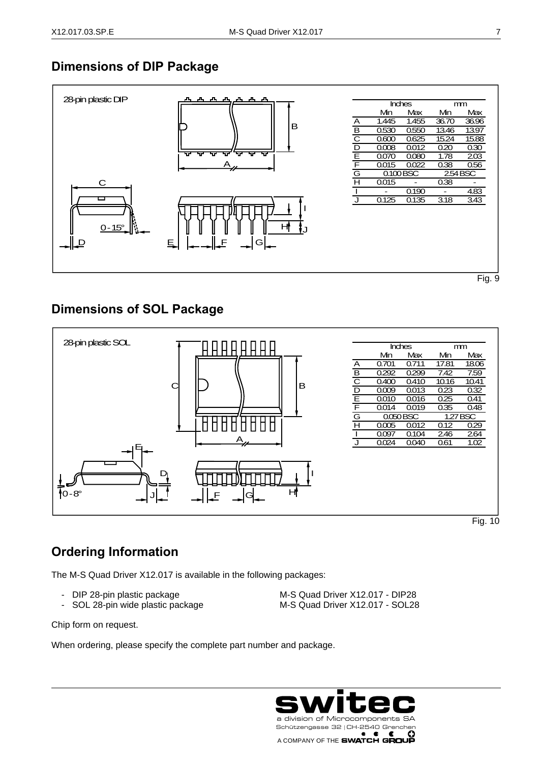## Dimensions of DIP Package

28-pin plastic DIP

| | Inches | | mm | |
|---|---|---|---|---|
| | Min | Max | Min | Max |
| A | 1.445 | 1.455 | 36.70 | 36.96 |
| B | 0.530 | 0.550 | 13.46 | 13.97 |
| C | 0.600 | 0.625 | 15.24 | 15.88 |
| D | 0.008 | 0.012 | 0.20 | 0.30 |
| E | 0.070 | 0.080 | 1.78 | 2.03 |
| F | 0.015 | 0.022 | 0.38 | 0.56 |
| G | 0.100 BSC | | 2.54 BSC | |
| H | 0.015 | - | 0.38 | - |
| I | - | 0.190 | - | 4.83 |
| J | 0.125 | 0.135 | 3.18 | 3.43 |

Fig. 9

## Dimensions of SOL Package

28-pin plastic SOL

| | Inches | | mm | |
|---|---|---|---|---|
| | Min | Max | Min | Max |
| A | 0.701 | 0.711 | 17.81 | 18.06 |
| B | 0.292 | 0.299 | 7.42 | 7.59 |
| C | 0.400 | 0.410 | 10.16 | 10.41 |
| D | 0.009 | 0.013 | 0.23 | 0.32 |
| E | 0.010 | 0.016 | 0.25 | 0.41 |
| F | 0.014 | 0.019 | 0.35 | 0.48 |
| G | 0.050 BSC | | 1.27 BSC | |
| H | 0.005 | 0.012 | 0.12 | 0.29 |
| I | 0.097 | 0.104 | 2.46 | 2.64 |
| J | 0.024 | 0.040 | 0.61 | 1.02 |

Fig. 10

## Ordering Information

The M-S Quad Driver X12.017 is available in the following packages:

- DIP 28-pin plastic package — M-S Quad Driver X12.017 - DIP28
- SOL 28-pin wide plastic package — M-S Quad Driver X12.017 - SOL28

Chip form on request.

When ordering, please specify the complete part number and package.

switec
a division of Microcomponents SA
Schützengasse 32 | CH-2540 Grenchen
A COMPANY OF THE SWATCH GROUP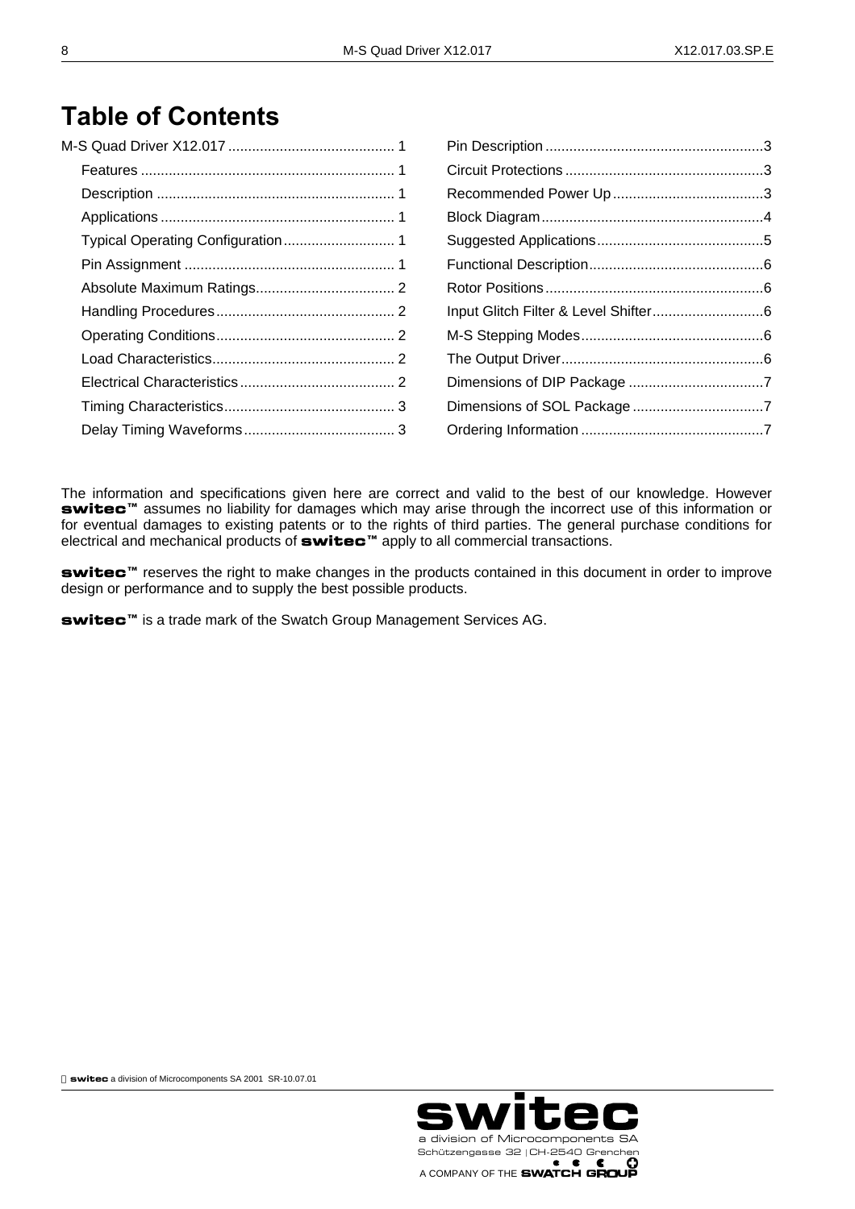# Table of Contents

M-S Quad Driver X12.017 .......................................... 1
- Features ................................................................ 1
- Description ............................................................ 1
- Applications ........................................................... 1
- Typical Operating Configuration ............................ 1
- Pin Assignment ..................................................... 1
- Absolute Maximum Ratings................................... 2
- Handling Procedures............................................. 2
- Operating Conditions............................................. 2
- Load Characteristics.............................................. 2
- Electrical Characteristics....................................... 2
- Timing Characteristics........................................... 3
- Delay Timing Waveforms...................................... 3
- Pin Description .......................................................3
- Circuit Protections ..................................................3
- Recommended Power Up......................................3
- Block Diagram........................................................4
- Suggested Applications..........................................5
- Functional Description............................................6
- Rotor Positions.......................................................6
- Input Glitch Filter & Level Shifter............................6
- M-S Stepping Modes..............................................6
- The Output Driver...................................................6
- Dimensions of DIP Package ..................................7
- Dimensions of SOL Package .................................7
- Ordering Information ..............................................7

The information and specifications given here are correct and valid to the best of our knowledge. However **switec™** assumes no liability for damages which may arise through the incorrect use of this information or for eventual damages to existing patents or to the rights of third parties. The general purchase conditions for electrical and mechanical products of **switec™** apply to all commercial transactions.

**switec™** reserves the right to make changes in the products contained in this document in order to improve design or performance and to supply the best possible products.

**switec™** is a trade mark of the Swatch Group Management Services AG.

© **switec** a division of Microcomponents SA 2001 SR-10.07.01

**switec**
a division of Microcomponents SA
Schützengasse 32 | CH-2540 Grenchen
A COMPANY OF THE **SWATCH GROUP**